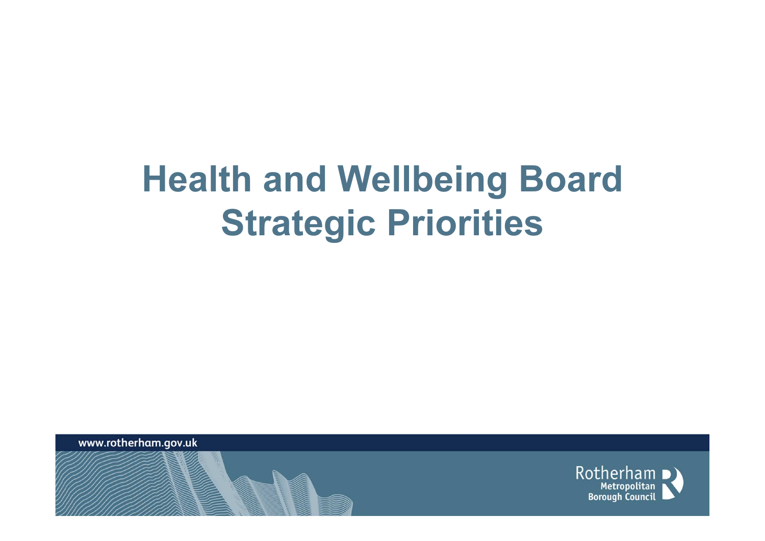# Health and Wellbeing Board Strategic Priorities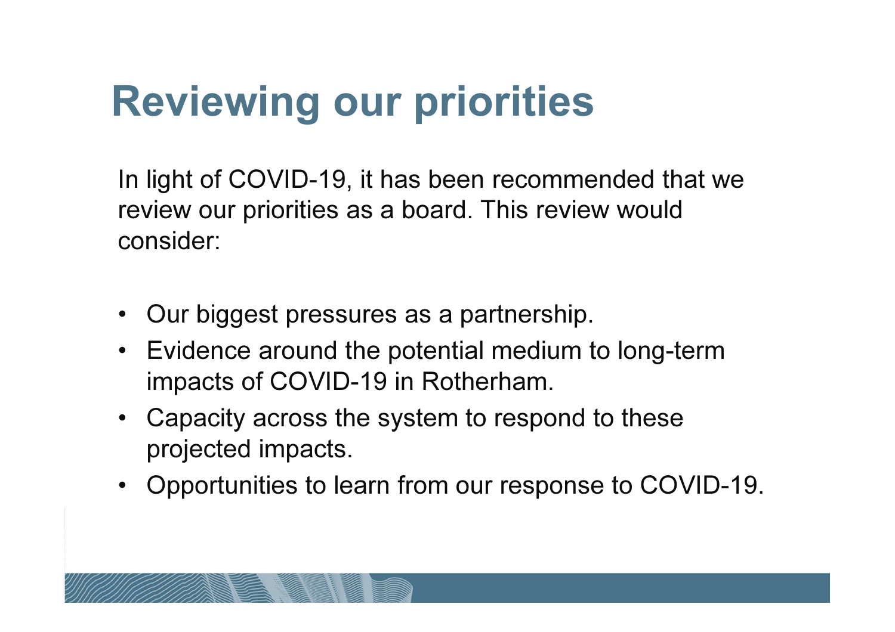# Reviewing our priorities

In light of COVID-19, it has been recommended that we review our priorities as a board. This review would consider:

- Our biggest pressures as a partnership.
- Evidence around the potential medium to long-term impacts of COVID-19 in Rotherham.
- Capacity across the system to respond to these projected impacts.
- Opportunities to learn from our response to COVID-19.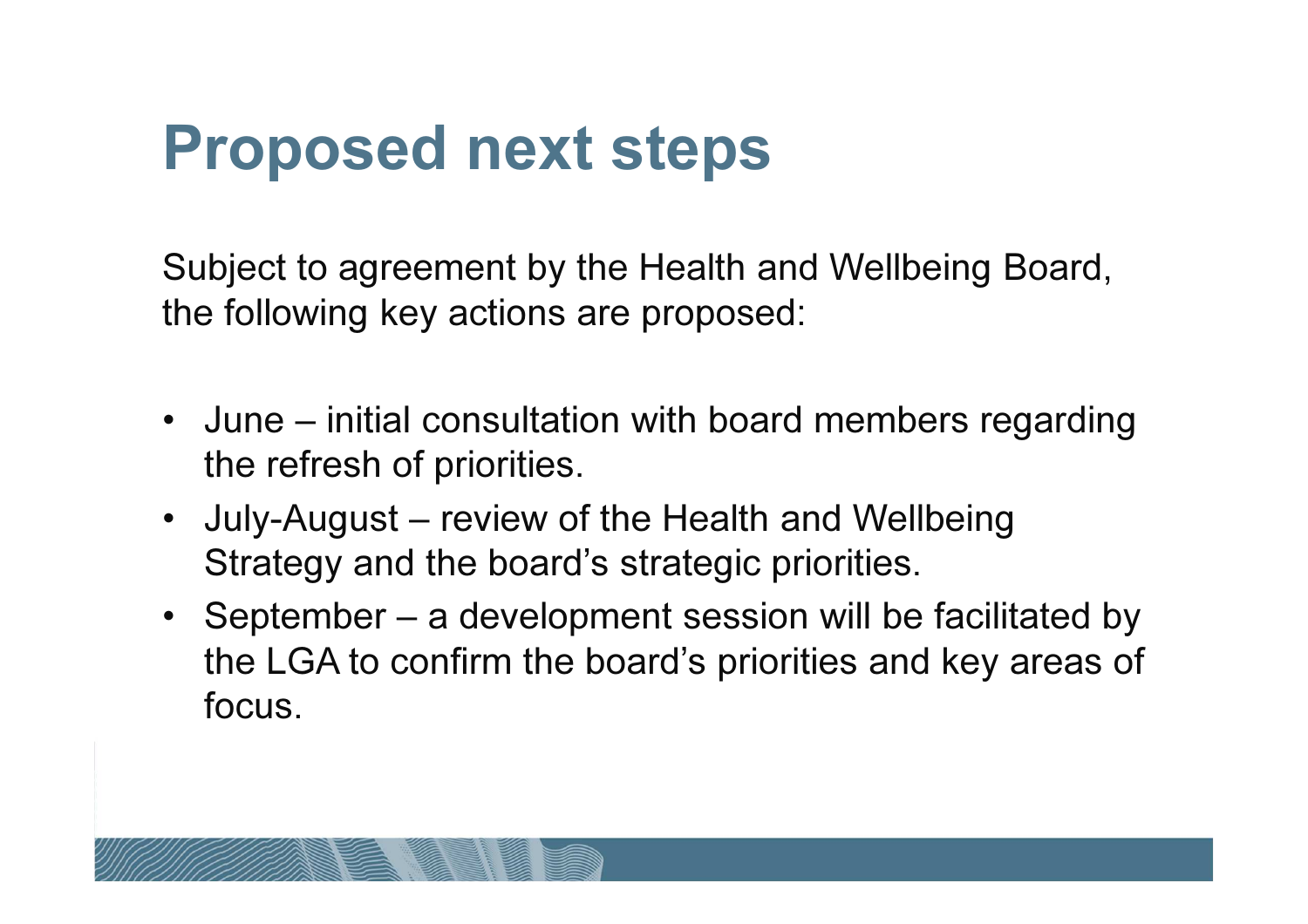# Proposed next steps

Subject to agreement by the Health and Wellbeing Board, the following key actions are proposed:

- June – initial consultation with board members regarding the refresh of priorities.
- July-August – review of the Health and Wellbeing Strategy and the board's strategic priorities.
- September – a development session will be facilitated by the LGA to confirm the board's priorities and key areas of focus.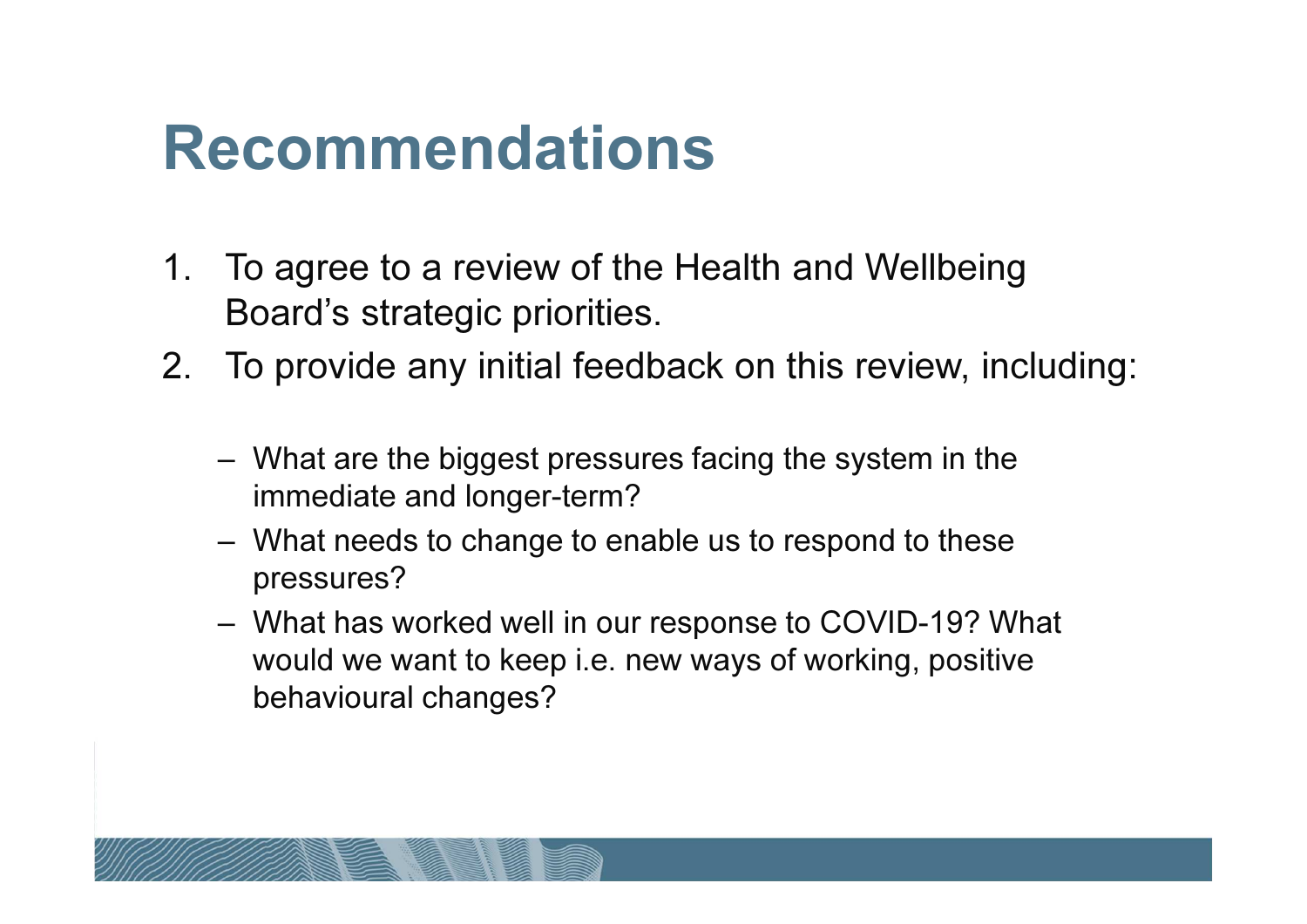# Recommendations

1. To agree to a review of the Health and Wellbeing Board's strategic priorities.
2. To provide any initial feedback on this review, including:

   – What are the biggest pressures facing the system in the immediate and longer-term?

   – What needs to change to enable us to respond to these pressures?

   – What has worked well in our response to COVID-19? What would we want to keep i.e. new ways of working, positive behavioural changes?